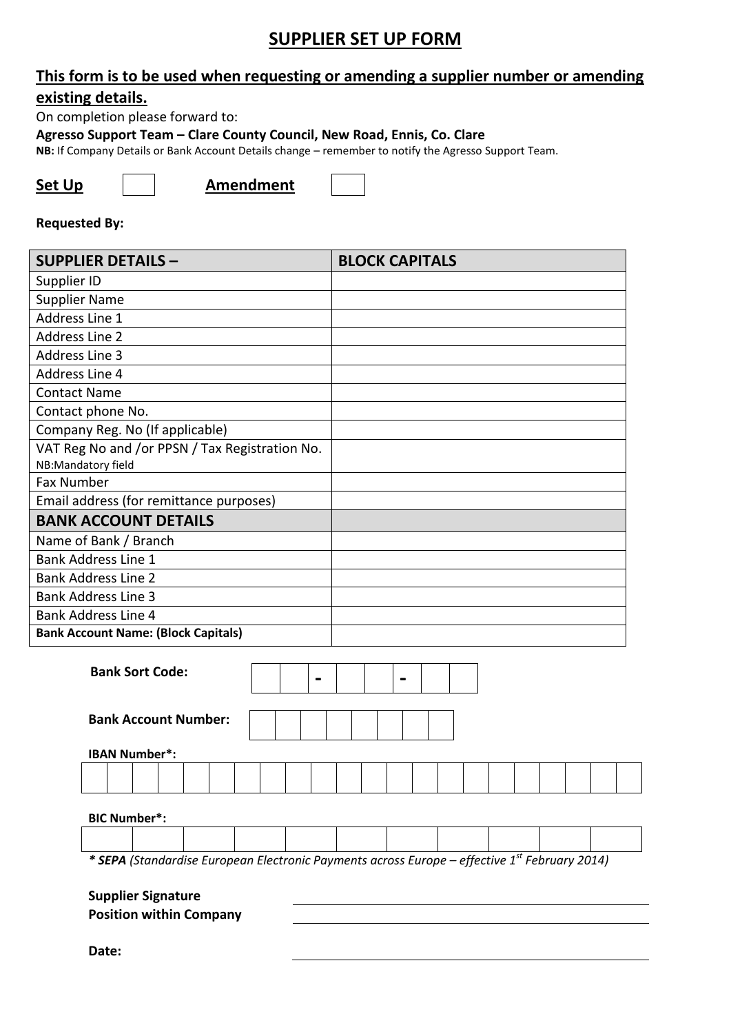# SUPPLIER SET UP FORM

## This form is to be used when requesting or amending a supplier number or amending existing details.

On completion please forward to:

**Agresso Support Team – Clare County Council, New Road, Ennis, Co. Clare**

**NB:** If Company Details or Bank Account Details change – remember to notify the Agresso Support Team.

**Set Up** ☐ **Amendment** ☐

**Requested By:**

| SUPPLIER DETAILS – | BLOCK CAPITALS |
|---|---|
| Supplier ID | |
| Supplier Name | |
| Address Line 1 | |
| Address Line 2 | |
| Address Line 3 | |
| Address Line 4 | |
| Contact Name | |
| Contact phone No. | |
| Company Reg. No (If applicable) | |
| VAT Reg No and /or PPSN / Tax Registration No. NB:Mandatory field | |
| Fax Number | |
| Email address (for remittance purposes) | |
| **BANK ACCOUNT DETAILS** | |
| Name of Bank / Branch | |
| Bank Address Line 1 | |
| Bank Address Line 2 | |
| Bank Address Line 3 | |
| Bank Address Line 4 | |
| **Bank Account Name: (Block Capitals)** | |

**Bank Sort Code:** ☐☐ - ☐☐ - ☐☐

**Bank Account Number:** ☐☐☐☐☐☐☐☐

**IBAN Number*:** ☐☐☐☐☐☐☐☐☐☐☐☐☐☐☐☐☐☐☐☐☐☐

**BIC Number*:** ☐☐☐☐☐☐☐☐☐☐☐

*** SEPA** *(Standardise European Electronic Payments across Europe – effective 1st February 2014)*

**Supplier Signature** ______________________

**Position within Company** ______________________

**Date:** ______________________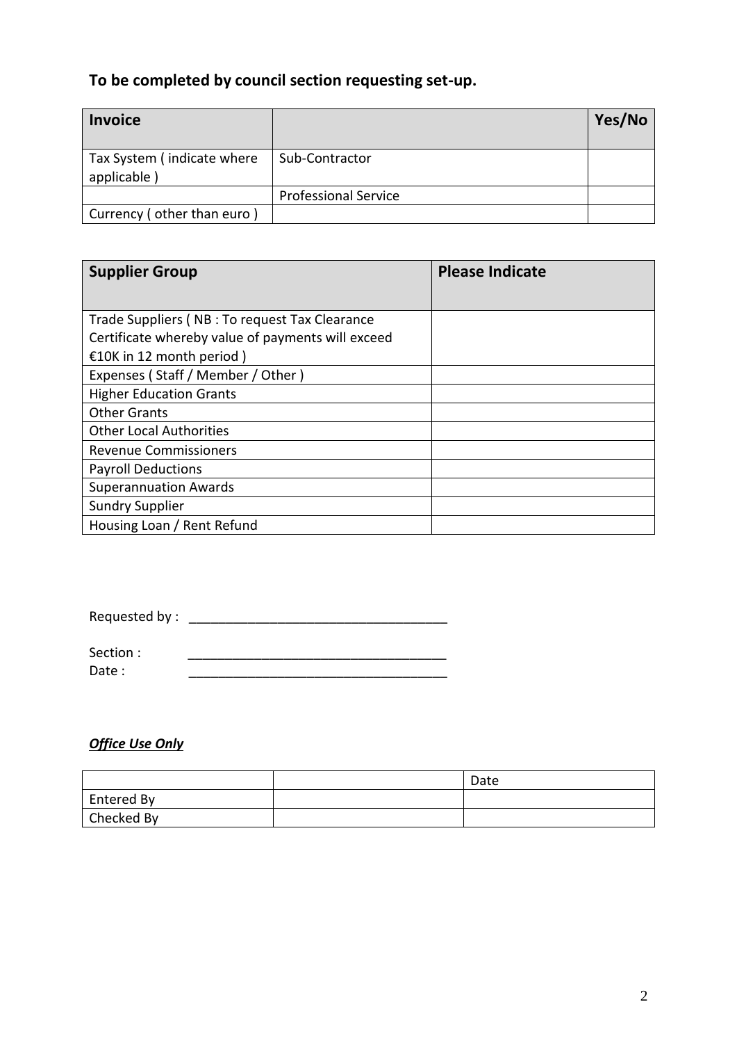**To be completed by council section requesting set-up.**

| **Invoice** | | **Yes/No** |
|---|---|---|
| Tax System ( indicate where applicable ) | Sub-Contractor | |
| | Professional Service | |
| Currency ( other than euro ) | | |

| **Supplier Group** | **Please Indicate** |
|---|---|
| Trade Suppliers ( NB : To request Tax Clearance Certificate whereby value of payments will exceed €10K in 12 month period ) | |
| Expenses ( Staff / Member / Other ) | |
| Higher Education Grants | |
| Other Grants | |
| Other Local Authorities | |
| Revenue Commissioners | |
| Payroll Deductions | |
| Superannuation Awards | |
| Sundry Supplier | |
| Housing Loan / Rent Refund | |

Requested by : ___________________________________

Section : ___________________________________
Date : ___________________________________

***Office Use Only***

| | | Date |
|---|---|---|
| Entered By | | |
| Checked By | | |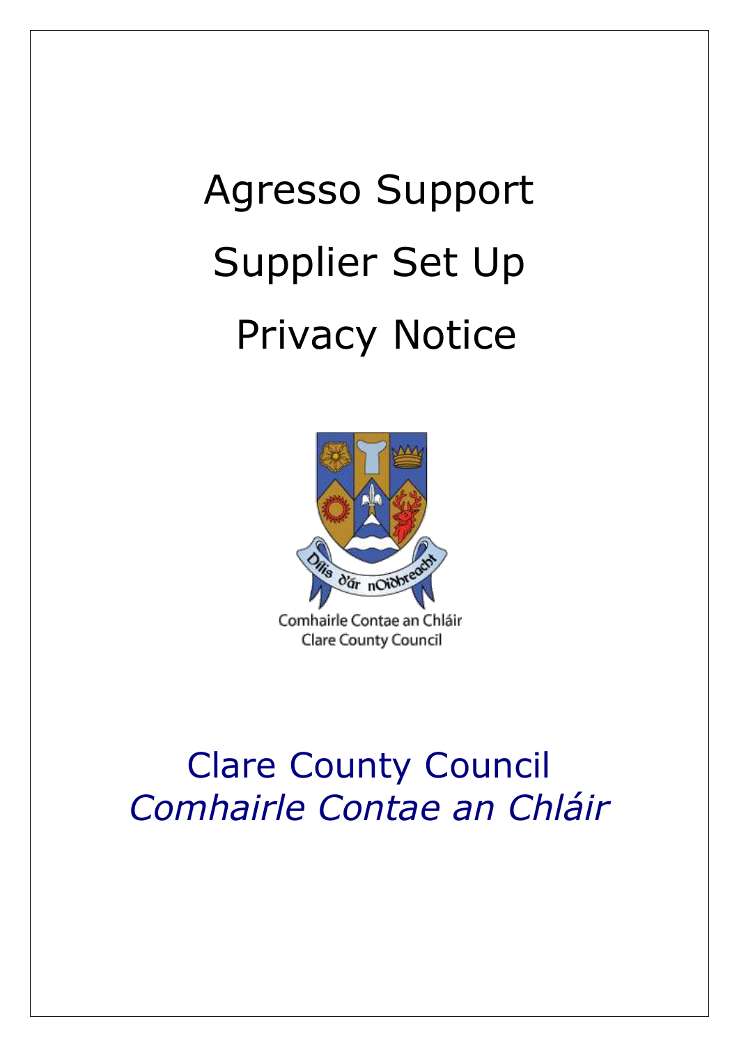# Agresso Support

# Supplier Set Up

# Privacy Notice

Comhairle Contae an Chláir
Clare County Council

## Clare County Council
## *Comhairle Contae an Chláir*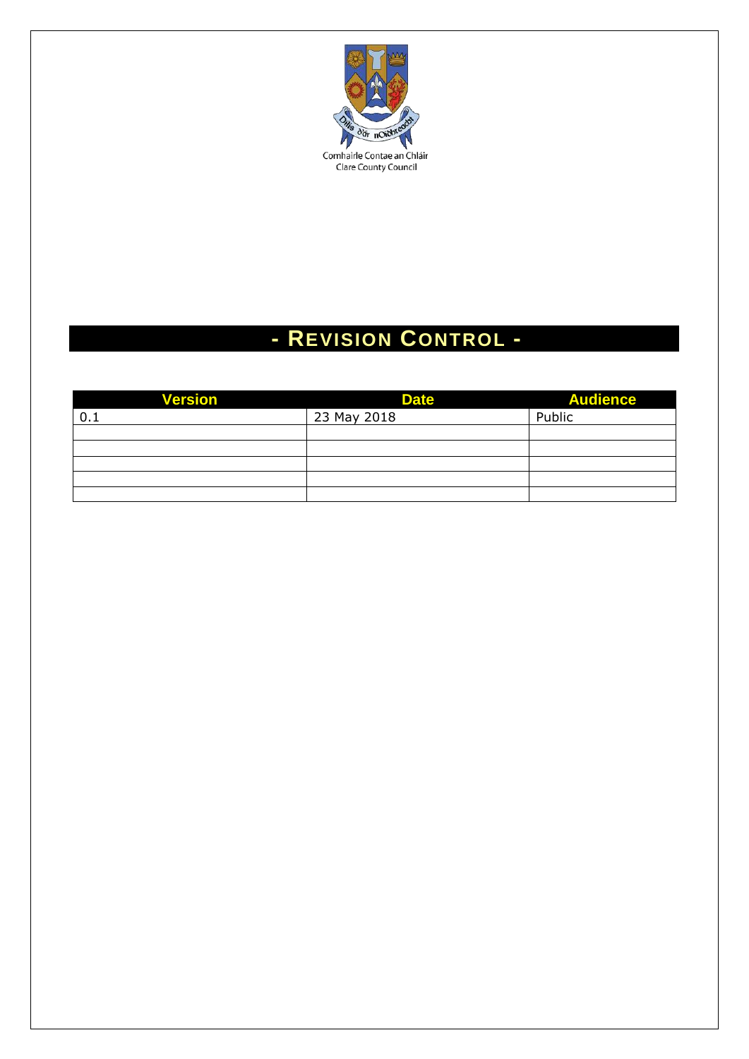Comhairle Contae an Chláir
Clare County Council

# - REVISION CONTROL -

| Version | Date | Audience |
|---|---|---|
| 0.1 | 23 May 2018 | Public |
| | | |
| | | |
| | | |
| | | |
| | | |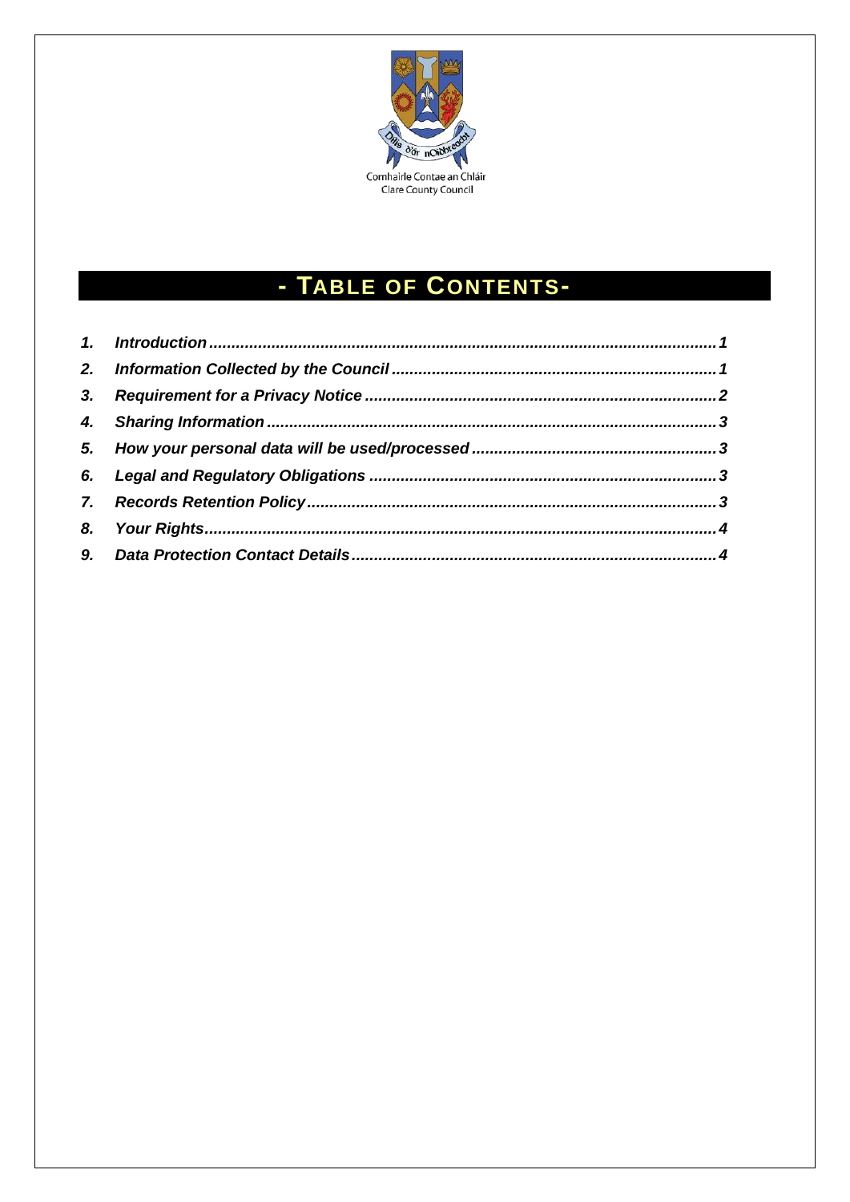Comhairle Contae an Chláir
Clare County Council

# - TABLE OF CONTENTS-

| | | |
|---|---|---|
| ***1.*** | ***Introduction*** | ***1*** |
| ***2.*** | ***Information Collected by the Council*** | ***1*** |
| ***3.*** | ***Requirement for a Privacy Notice*** | ***2*** |
| ***4.*** | ***Sharing Information*** | ***3*** |
| ***5.*** | ***How your personal data will be used/processed*** | ***3*** |
| ***6.*** | ***Legal and Regulatory Obligations*** | ***3*** |
| ***7.*** | ***Records Retention Policy*** | ***3*** |
| ***8.*** | ***Your Rights*** | ***4*** |
| ***9.*** | ***Data Protection Contact Details*** | ***4*** |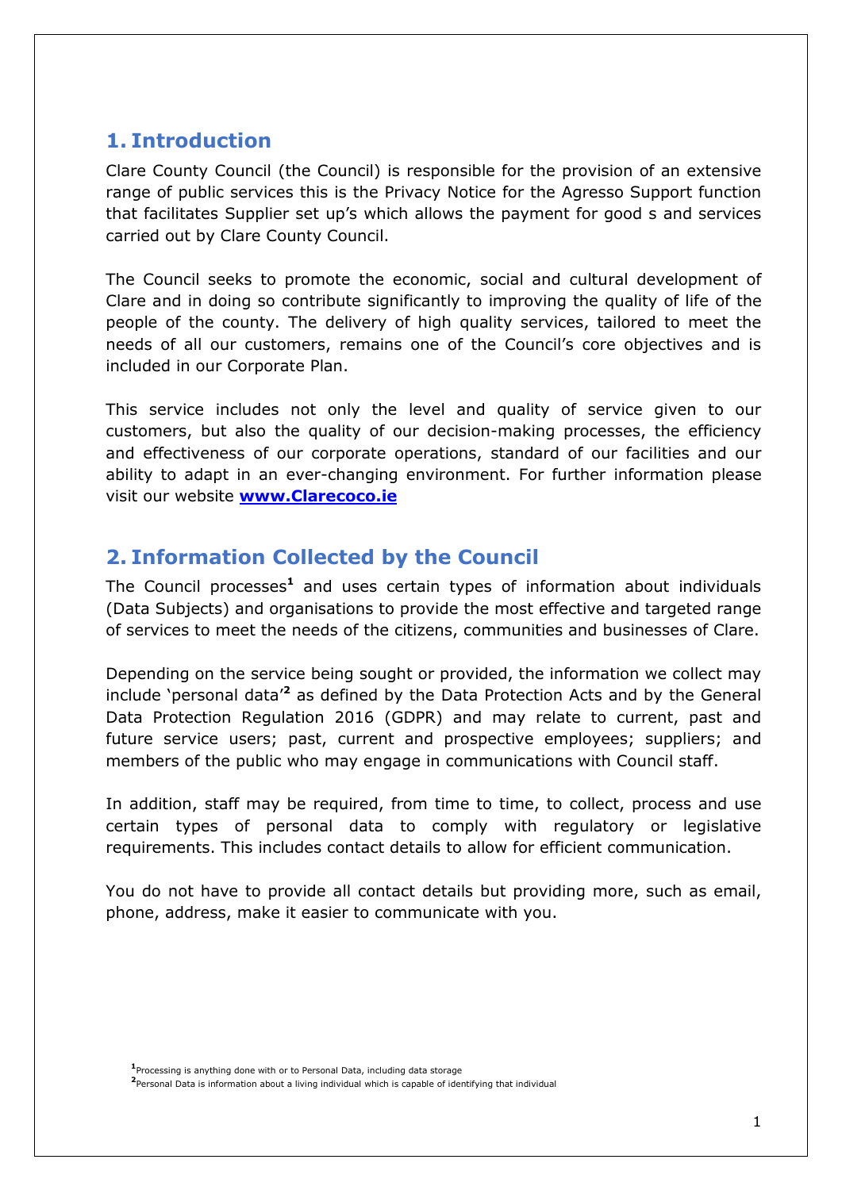## 1. Introduction

Clare County Council (the Council) is responsible for the provision of an extensive range of public services this is the Privacy Notice for the Agresso Support function that facilitates Supplier set up's which allows the payment for good s and services carried out by Clare County Council.

The Council seeks to promote the economic, social and cultural development of Clare and in doing so contribute significantly to improving the quality of life of the people of the county. The delivery of high quality services, tailored to meet the needs of all our customers, remains one of the Council's core objectives and is included in our Corporate Plan.

This service includes not only the level and quality of service given to our customers, but also the quality of our decision-making processes, the efficiency and effectiveness of our corporate operations, standard of our facilities and our ability to adapt in an ever-changing environment. For further information please visit our website **www.Clarecoco.ie**

## 2. Information Collected by the Council

The Council processes[1] and uses certain types of information about individuals (Data Subjects) and organisations to provide the most effective and targeted range of services to meet the needs of the citizens, communities and businesses of Clare.

Depending on the service being sought or provided, the information we collect may include 'personal data'[2] as defined by the Data Protection Acts and by the General Data Protection Regulation 2016 (GDPR) and may relate to current, past and future service users; past, current and prospective employees; suppliers; and members of the public who may engage in communications with Council staff.

In addition, staff may be required, from time to time, to collect, process and use certain types of personal data to comply with regulatory or legislative requirements. This includes contact details to allow for efficient communication.

You do not have to provide all contact details but providing more, such as email, phone, address, make it easier to communicate with you.

[1] Processing is anything done with or to Personal Data, including data storage

[2] Personal Data is information about a living individual which is capable of identifying that individual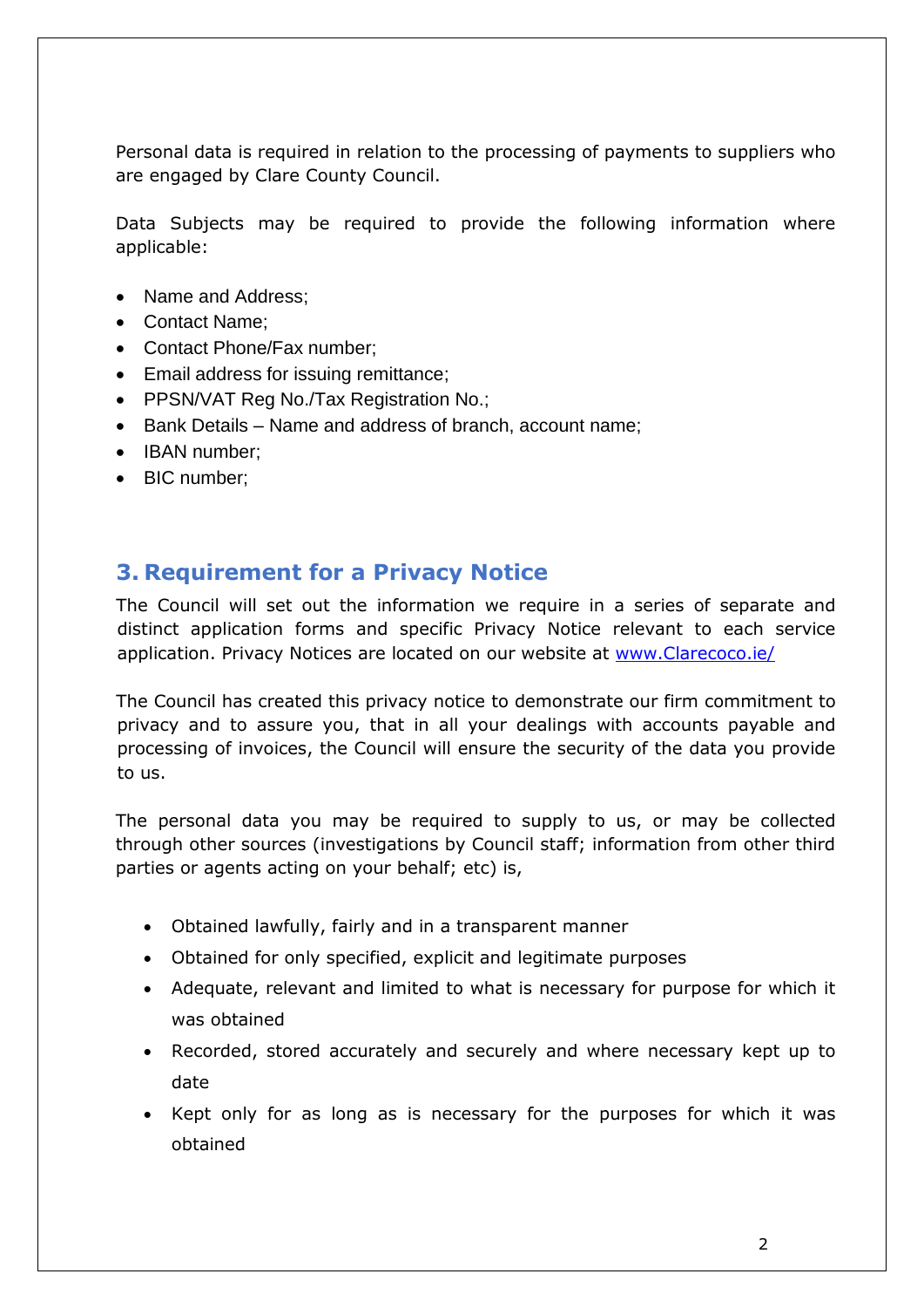Personal data is required in relation to the processing of payments to suppliers who are engaged by Clare County Council.

Data Subjects may be required to provide the following information where applicable:

- Name and Address;
- Contact Name;
- Contact Phone/Fax number;
- Email address for issuing remittance;
- PPSN/VAT Reg No./Tax Registration No.;
- Bank Details – Name and address of branch, account name;
- IBAN number;
- BIC number;

## 3. Requirement for a Privacy Notice

The Council will set out the information we require in a series of separate and distinct application forms and specific Privacy Notice relevant to each service application. Privacy Notices are located on our website at [www.Clarecoco.ie/](www.Clarecoco.ie/)

The Council has created this privacy notice to demonstrate our firm commitment to privacy and to assure you, that in all your dealings with accounts payable and processing of invoices, the Council will ensure the security of the data you provide to us.

The personal data you may be required to supply to us, or may be collected through other sources (investigations by Council staff; information from other third parties or agents acting on your behalf; etc) is,

- Obtained lawfully, fairly and in a transparent manner
- Obtained for only specified, explicit and legitimate purposes
- Adequate, relevant and limited to what is necessary for purpose for which it was obtained
- Recorded, stored accurately and securely and where necessary kept up to date
- Kept only for as long as is necessary for the purposes for which it was obtained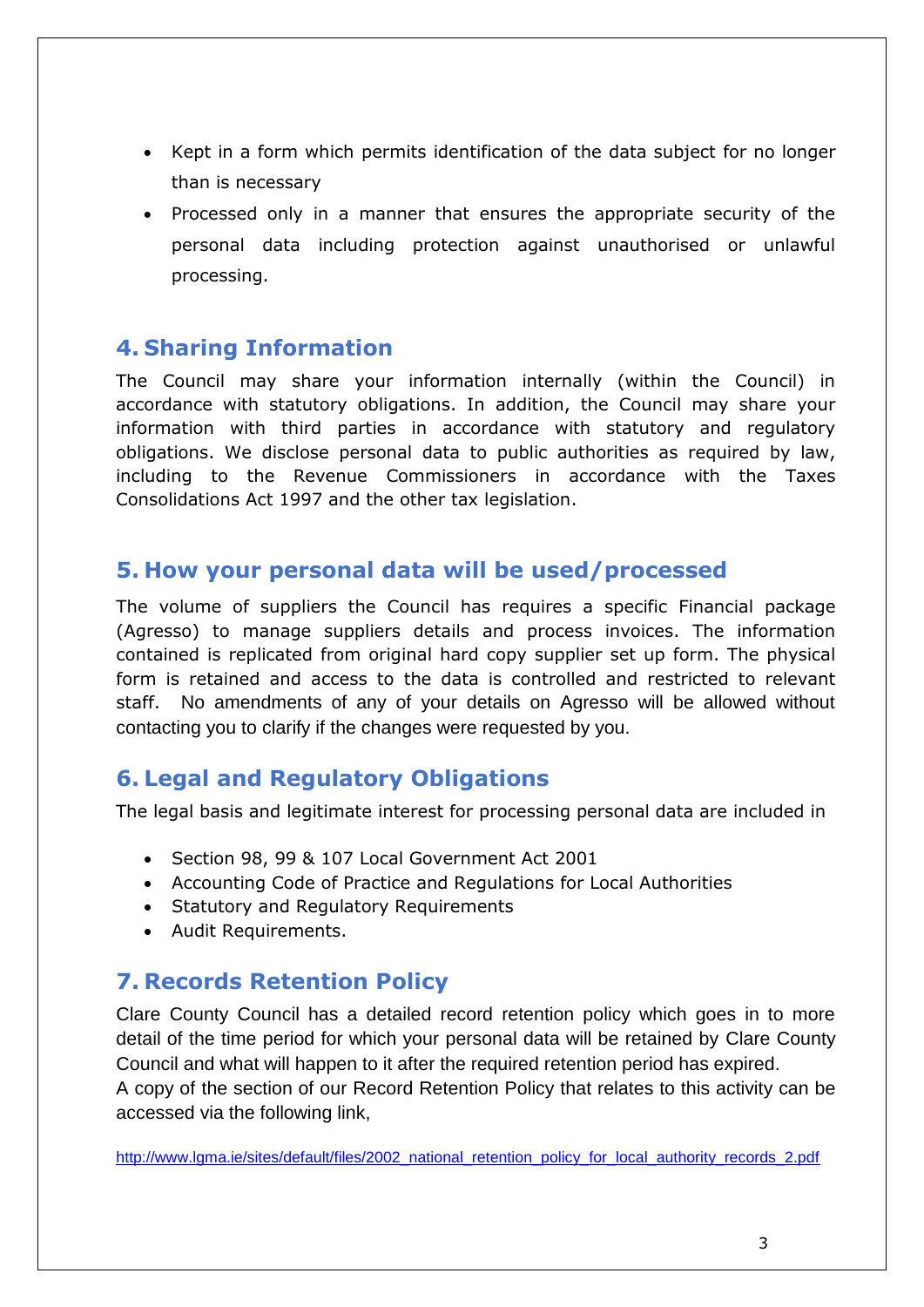- Kept in a form which permits identification of the data subject for no longer than is necessary
- Processed only in a manner that ensures the appropriate security of the personal data including protection against unauthorised or unlawful processing.

## 4. Sharing Information

The Council may share your information internally (within the Council) in accordance with statutory obligations. In addition, the Council may share your information with third parties in accordance with statutory and regulatory obligations. We disclose personal data to public authorities as required by law, including to the Revenue Commissioners in accordance with the Taxes Consolidations Act 1997 and the other tax legislation.

## 5. How your personal data will be used/processed

The volume of suppliers the Council has requires a specific Financial package (Agresso) to manage suppliers details and process invoices. The information contained is replicated from original hard copy supplier set up form. The physical form is retained and access to the data is controlled and restricted to relevant staff. No amendments of any of your details on Agresso will be allowed without contacting you to clarify if the changes were requested by you.

## 6. Legal and Regulatory Obligations

The legal basis and legitimate interest for processing personal data are included in

- Section 98, 99 & 107 Local Government Act 2001
- Accounting Code of Practice and Regulations for Local Authorities
- Statutory and Regulatory Requirements
- Audit Requirements.

## 7. Records Retention Policy

Clare County Council has a detailed record retention policy which goes in to more detail of the time period for which your personal data will be retained by Clare County Council and what will happen to it after the required retention period has expired.
A copy of the section of our Record Retention Policy that relates to this activity can be accessed via the following link,

http://www.lgma.ie/sites/default/files/2002_national_retention_policy_for_local_authority_records_2.pdf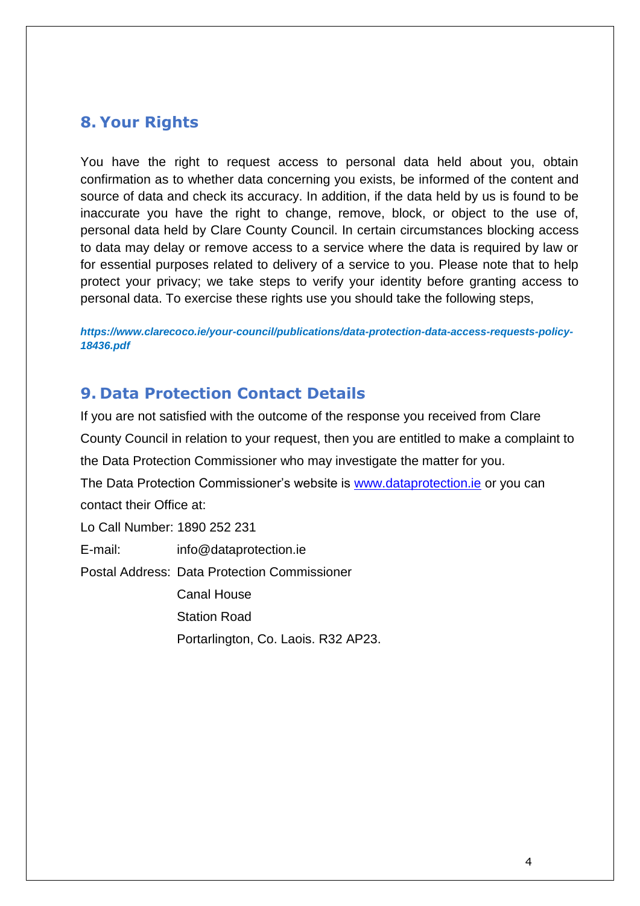## 8. Your Rights

You have the right to request access to personal data held about you, obtain confirmation as to whether data concerning you exists, be informed of the content and source of data and check its accuracy. In addition, if the data held by us is found to be inaccurate you have the right to change, remove, block, or object to the use of, personal data held by Clare County Council. In certain circumstances blocking access to data may delay or remove access to a service where the data is required by law or for essential purposes related to delivery of a service to you. Please note that to help protect your privacy; we take steps to verify your identity before granting access to personal data. To exercise these rights use you should take the following steps,

***https://www.clarecoco.ie/your-council/publications/data-protection-data-access-requests-policy-18436.pdf***

## 9. Data Protection Contact Details

If you are not satisfied with the outcome of the response you received from Clare County Council in relation to your request, then you are entitled to make a complaint to the Data Protection Commissioner who may investigate the matter for you.

The Data Protection Commissioner's website is [www.dataprotection.ie](http://www.dataprotection.ie) or you can contact their Office at:

Lo Call Number: 1890 252 231

E-mail: info@dataprotection.ie

Postal Address: Data Protection Commissioner
Canal House
Station Road
Portarlington, Co. Laois. R32 AP23.